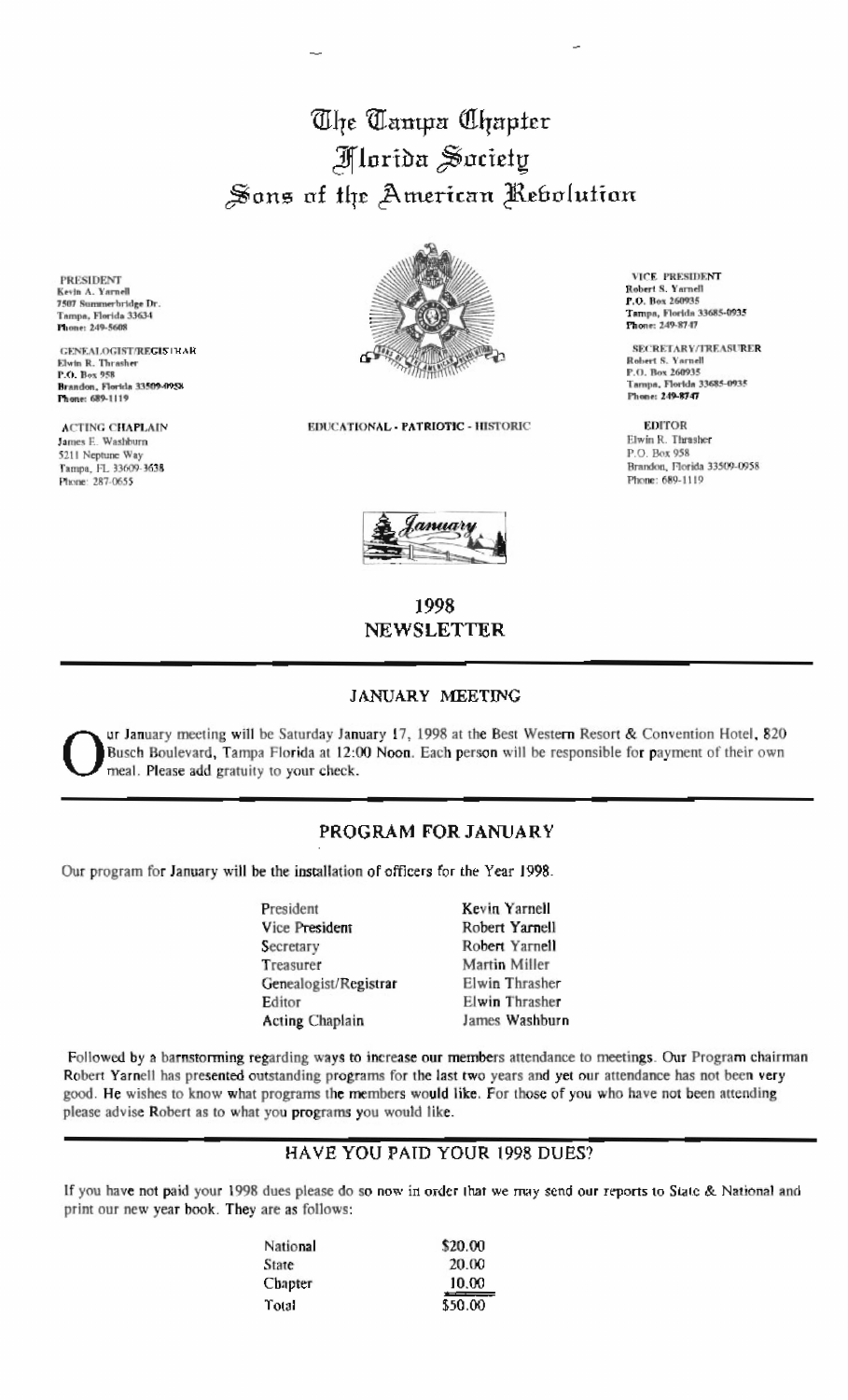# The Tampa Chapter
# Florida Society
# Sons of the American Revolution

PRESIDENT
Kevin A. Yarnell
7507 Summerbridge Dr.
Tampa, Florida 33634
Phone: 249-5608

GENEALOGIST/REGISTRAR
Elwin R. Thrasher
P.O. Box 958
Brandon, Florida 33509-0958
Phone: 689-1119

ACTING CHAPLAIN
James E. Washburn
5211 Neptune Way
Tampa, FL 33609-3638
Phone: 287-0655

VICE PRESIDENT
Robert S. Yarnell
P.O. Box 260935
Tampa, Florida 33685-0935
Phone: 249-8747

SECRETARY/TREASURER
Robert S. Yarnell
P.O. Box 260935
Tampa, Florida 33685-0935
Phone: 249-8747

EDITOR
Elwin R. Thrasher
P.O. Box 958
Brandon, Florida 33509-0958
Phone: 689-1119

EDUCATIONAL - PATRIOTIC - HISTORIC

January

## 1998 NEWSLETTER

### JANUARY MEETING

Our January meeting will be Saturday January 17, 1998 at the Best Western Resort & Convention Hotel, 820 Busch Boulevard, Tampa Florida at 12:00 Noon. Each person will be responsible for payment of their own meal. Please add gratuity to your check.

### PROGRAM FOR JANUARY

Our program for January will be the installation of officers for the Year 1998.

| | |
|---|---|
| President | Kevin Yarnell |
| Vice President | Robert Yarnell |
| Secretary | Robert Yarnell |
| Treasurer | Martin Miller |
| Genealogist/Registrar | Elwin Thrasher |
| Editor | Elwin Thrasher |
| Acting Chaplain | James Washburn |

Followed by a barnstorming regarding ways to increase our members attendance to meetings. Our Program chairman Robert Yarnell has presented outstanding programs for the last two years and yet our attendance has not been very good. He wishes to know what programs the members would like. For those of you who have not been attending please advise Robert as to what you programs you would like.

### HAVE YOU PAID YOUR 1998 DUES?

If you have not paid your 1998 dues please do so now in order that we may send our reports to State & National and print our new year book. They are as follows:

| | |
|---|---|
| National | \$20.00 |
| State | 20.00 |
| Chapter | 10.00 |
| Total | \$50.00 |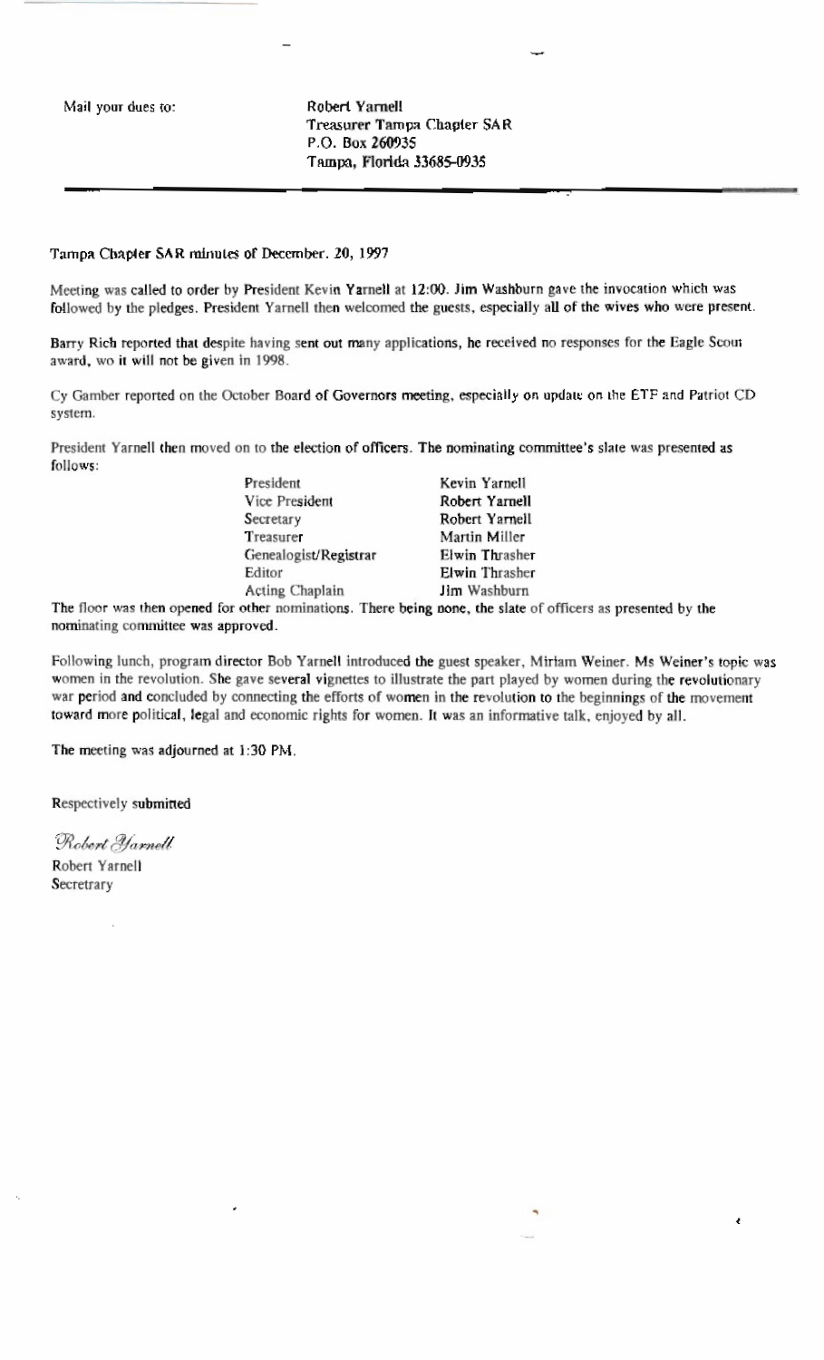Mail your dues to:

Robert Yarnell
Treasurer Tampa Chapter SAR
P.O. Box 260935
Tampa, Florida 33685-0935

---

Tampa Chapter SAR minutes of December. 20, 1997

Meeting was called to order by President Kevin Yarnell at 12:00. Jim Washburn gave the invocation which was followed by the pledges. President Yarnell then welcomed the guests, especially all of the wives who were present.

Barry Rich reported that despite having sent out many applications, he received no responses for the Eagle Scout award, wo it will not be given in 1998.

Cy Gamber reported on the October Board of Governors meeting, especially on update on the ETF and Patriot CD system.

President Yarnell then moved on to the election of officers. The nominating committee's slate was presented as follows:

| | |
|---|---|
| President | Kevin Yarnell |
| Vice President | Robert Yarnell |
| Secretary | Robert Yarnell |
| Treasurer | Martin Miller |
| Genealogist/Registrar | Elwin Thrasher |
| Editor | Elwin Thrasher |
| Acting Chaplain | Jim Washburn |

The floor was then opened for other nominations. There being none, the slate of officers as presented by the nominating committee was approved.

Following lunch, program director Bob Yarnell introduced the guest speaker, Miriam Weiner. Ms Weiner's topic was women in the revolution. She gave several vignettes to illustrate the part played by women during the revolutionary war period and concluded by connecting the efforts of women in the revolution to the beginnings of the movement toward more political, legal and economic rights for women. It was an informative talk, enjoyed by all.

The meeting was adjourned at 1:30 PM.

Respectively submitted

*Robert Yarnell*

Robert Yarnell
Secretrary